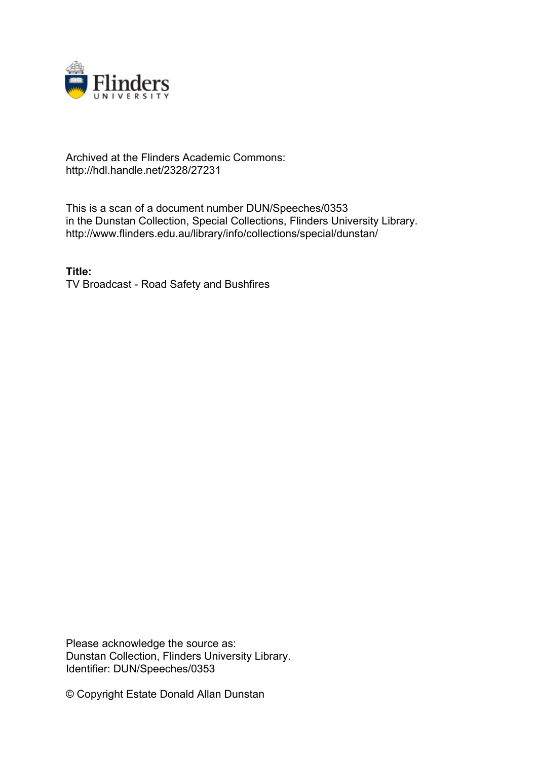Archived at the Flinders Academic Commons:
http://hdl.handle.net/2328/27231

This is a scan of a document number DUN/Speeches/0353
in the Dunstan Collection, Special Collections, Flinders University Library.
http://www.flinders.edu.au/library/info/collections/special/dunstan/

**Title:**
TV Broadcast - Road Safety and Bushfires

Please acknowledge the source as:
Dunstan Collection, Flinders University Library.
Identifier: DUN/Speeches/0353

© Copyright Estate Donald Allan Dunstan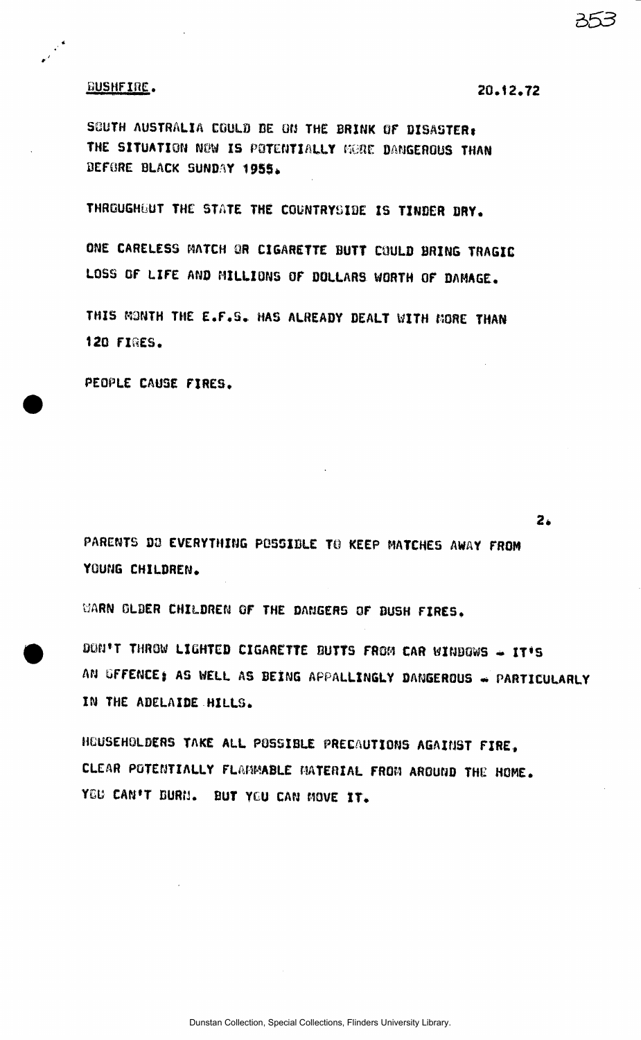BUSHFIRE. 20.12.72

SOUTH AUSTRALIA COULD BE ON THE BRINK OF DISASTER: THE SITUATION NOW IS POTENTIALLY MORE DANGEROUS THAN BEFORE BLACK SUNDAY 1955.

THROUGHOUT THE STATE THE COUNTRYSIDE IS TINDER DRY.

ONE CARELESS MATCH OR CIGARETTE BUTT COULD BRING TRAGIC LOSS OF LIFE AND MILLIONS OF DOLLARS WORTH OF DAMAGE.

THIS MONTH THE E.F.S. HAS ALREADY DEALT WITH MORE THAN 120 FIRES.

PEOPLE CAUSE FIRES.

PARENTS DO EVERYTHING POSSIBLE TO KEEP MATCHES AWAY FROM YOUNG CHILDREN.

WARN OLDER CHILDREN OF THE DANGERS OF BUSH FIRES.

DON'T THROW LIGHTED CIGARETTE BUTTS FROM CAR WINDOWS - IT'S AN OFFENCE: AS WELL AS BEING APPALLINGLY DANGEROUS - PARTICULARLY IN THE ADELAIDE HILLS.

HOUSEHOLDERS TAKE ALL POSSIBLE PRECAUTIONS AGAINST FIRE. CLEAR POTENTIALLY FLAMMABLE MATERIAL FROM AROUND THE HOME. YOU CAN'T BURN. BUT YOU CAN MOVE IT.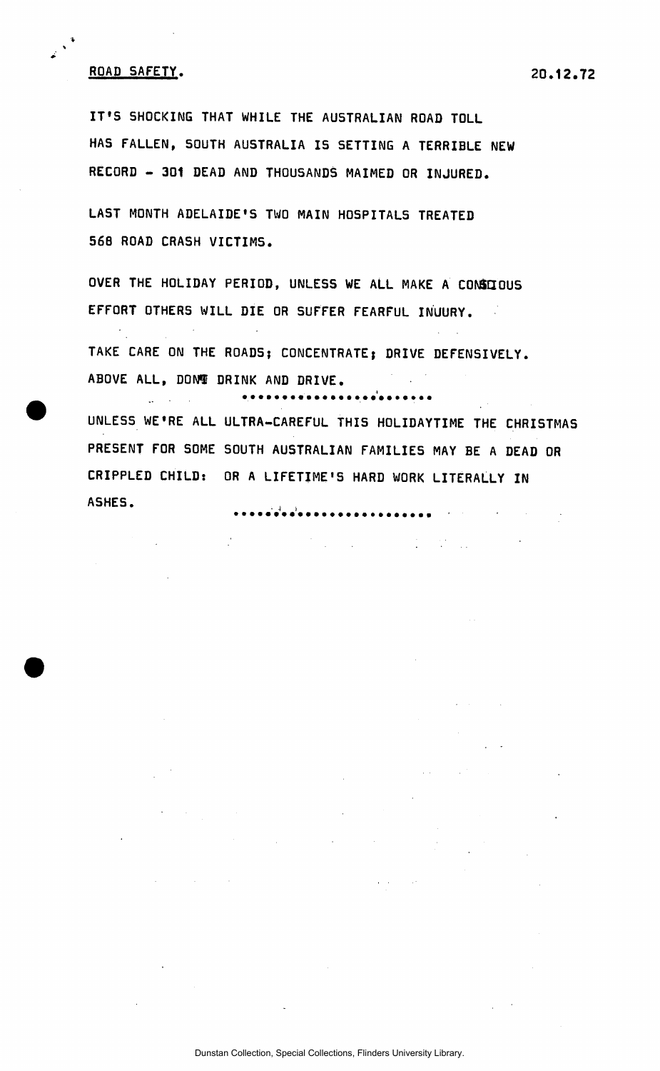**ROAD SAFETY.** 20.12.72

IT'S SHOCKING THAT WHILE THE AUSTRALIAN ROAD TOLL HAS FALLEN, SOUTH AUSTRALIA IS SETTING A TERRIBLE NEW RECORD - 301 DEAD AND THOUSANDS MAIMED OR INJURED.

LAST MONTH ADELAIDE'S TWO MAIN HOSPITALS TREATED 568 ROAD CRASH VICTIMS.

OVER THE HOLIDAY PERIOD, UNLESS WE ALL MAKE A CONSCIOUS EFFORT OTHERS WILL DIE OR SUFFER FEARFUL INJURY.

TAKE CARE ON THE ROADS; CONCENTRATE; DRIVE DEFENSIVELY. ABOVE ALL, DON'T DRINK AND DRIVE.

......................

UNLESS WE'RE ALL ULTRA-CAREFUL THIS HOLIDAYTIME THE CHRISTMAS PRESENT FOR SOME SOUTH AUSTRALIAN FAMILIES MAY BE A DEAD OR CRIPPLED CHILD: OR A LIFETIME'S HARD WORK LITERALLY IN ASHES.

......................